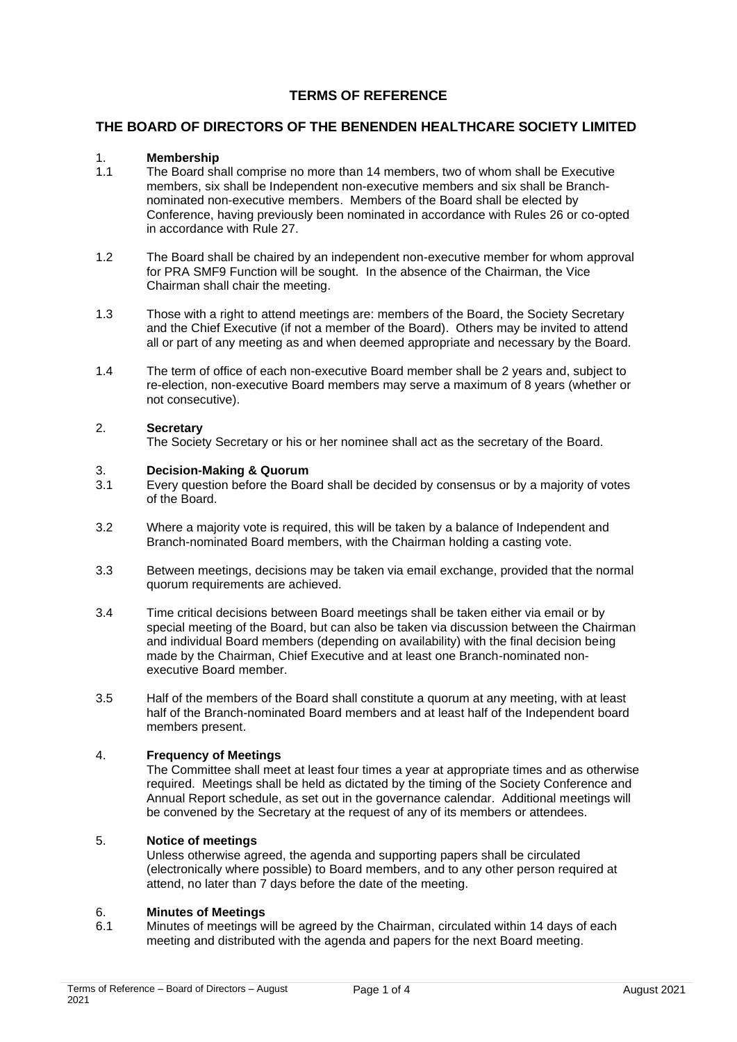# TERMS OF REFERENCE

## THE BOARD OF DIRECTORS OF THE BENENDEN HEALTHCARE SOCIETY LIMITED

### 1. Membership

1.1 The Board shall comprise no more than 14 members, two of whom shall be Executive members, six shall be Independent non-executive members and six shall be Branch-nominated non-executive members. Members of the Board shall be elected by Conference, having previously been nominated in accordance with Rules 26 or co-opted in accordance with Rule 27.

1.2 The Board shall be chaired by an independent non-executive member for whom approval for PRA SMF9 Function will be sought. In the absence of the Chairman, the Vice Chairman shall chair the meeting.

1.3 Those with a right to attend meetings are: members of the Board, the Society Secretary and the Chief Executive (if not a member of the Board). Others may be invited to attend all or part of any meeting as and when deemed appropriate and necessary by the Board.

1.4 The term of office of each non-executive Board member shall be 2 years and, subject to re-election, non-executive Board members may serve a maximum of 8 years (whether or not consecutive).

### 2. Secretary

The Society Secretary or his or her nominee shall act as the secretary of the Board.

### 3. Decision-Making & Quorum

3.1 Every question before the Board shall be decided by consensus or by a majority of votes of the Board.

3.2 Where a majority vote is required, this will be taken by a balance of Independent and Branch-nominated Board members, with the Chairman holding a casting vote.

3.3 Between meetings, decisions may be taken via email exchange, provided that the normal quorum requirements are achieved.

3.4 Time critical decisions between Board meetings shall be taken either via email or by special meeting of the Board, but can also be taken via discussion between the Chairman and individual Board members (depending on availability) with the final decision being made by the Chairman, Chief Executive and at least one Branch-nominated non-executive Board member.

3.5 Half of the members of the Board shall constitute a quorum at any meeting, with at least half of the Branch-nominated Board members and at least half of the Independent board members present.

### 4. Frequency of Meetings

The Committee shall meet at least four times a year at appropriate times and as otherwise required. Meetings shall be held as dictated by the timing of the Society Conference and Annual Report schedule, as set out in the governance calendar. Additional meetings will be convened by the Secretary at the request of any of its members or attendees.

### 5. Notice of meetings

Unless otherwise agreed, the agenda and supporting papers shall be circulated (electronically where possible) to Board members, and to any other person required at attend, no later than 7 days before the date of the meeting.

### 6. Minutes of Meetings

6.1 Minutes of meetings will be agreed by the Chairman, circulated within 14 days of each meeting and distributed with the agenda and papers for the next Board meeting.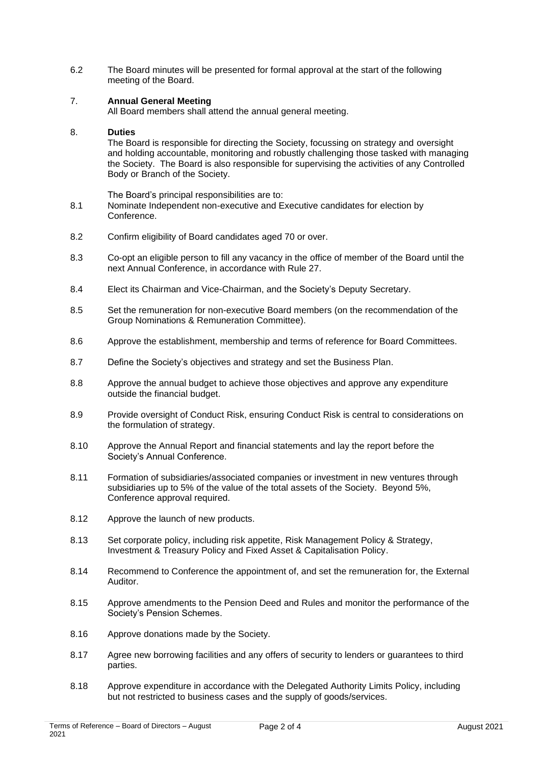6.2 The Board minutes will be presented for formal approval at the start of the following meeting of the Board.

## 7. Annual General Meeting

All Board members shall attend the annual general meeting.

## 8. Duties

The Board is responsible for directing the Society, focussing on strategy and oversight and holding accountable, monitoring and robustly challenging those tasked with managing the Society. The Board is also responsible for supervising the activities of any Controlled Body or Branch of the Society.

The Board's principal responsibilities are to:

8.1 Nominate Independent non-executive and Executive candidates for election by Conference.

8.2 Confirm eligibility of Board candidates aged 70 or over.

8.3 Co-opt an eligible person to fill any vacancy in the office of member of the Board until the next Annual Conference, in accordance with Rule 27.

8.4 Elect its Chairman and Vice-Chairman, and the Society's Deputy Secretary.

8.5 Set the remuneration for non-executive Board members (on the recommendation of the Group Nominations & Remuneration Committee).

8.6 Approve the establishment, membership and terms of reference for Board Committees.

8.7 Define the Society's objectives and strategy and set the Business Plan.

8.8 Approve the annual budget to achieve those objectives and approve any expenditure outside the financial budget.

8.9 Provide oversight of Conduct Risk, ensuring Conduct Risk is central to considerations on the formulation of strategy.

8.10 Approve the Annual Report and financial statements and lay the report before the Society's Annual Conference.

8.11 Formation of subsidiaries/associated companies or investment in new ventures through subsidiaries up to 5% of the value of the total assets of the Society. Beyond 5%, Conference approval required.

8.12 Approve the launch of new products.

8.13 Set corporate policy, including risk appetite, Risk Management Policy & Strategy, Investment & Treasury Policy and Fixed Asset & Capitalisation Policy.

8.14 Recommend to Conference the appointment of, and set the remuneration for, the External Auditor.

8.15 Approve amendments to the Pension Deed and Rules and monitor the performance of the Society's Pension Schemes.

8.16 Approve donations made by the Society.

8.17 Agree new borrowing facilities and any offers of security to lenders or guarantees to third parties.

8.18 Approve expenditure in accordance with the Delegated Authority Limits Policy, including but not restricted to business cases and the supply of goods/services.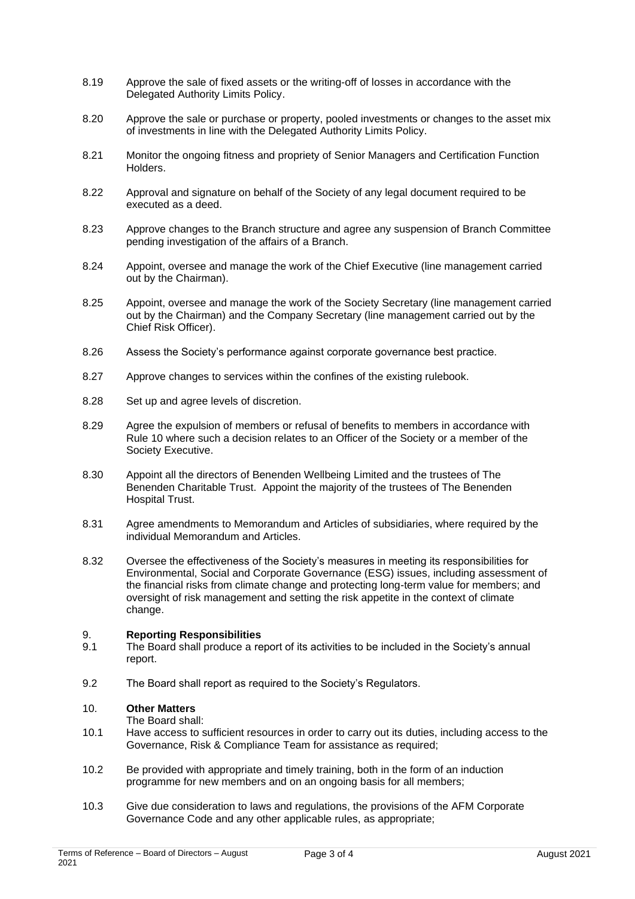8.19 Approve the sale of fixed assets or the writing-off of losses in accordance with the Delegated Authority Limits Policy.

8.20 Approve the sale or purchase or property, pooled investments or changes to the asset mix of investments in line with the Delegated Authority Limits Policy.

8.21 Monitor the ongoing fitness and propriety of Senior Managers and Certification Function Holders.

8.22 Approval and signature on behalf of the Society of any legal document required to be executed as a deed.

8.23 Approve changes to the Branch structure and agree any suspension of Branch Committee pending investigation of the affairs of a Branch.

8.24 Appoint, oversee and manage the work of the Chief Executive (line management carried out by the Chairman).

8.25 Appoint, oversee and manage the work of the Society Secretary (line management carried out by the Chairman) and the Company Secretary (line management carried out by the Chief Risk Officer).

8.26 Assess the Society's performance against corporate governance best practice.

8.27 Approve changes to services within the confines of the existing rulebook.

8.28 Set up and agree levels of discretion.

8.29 Agree the expulsion of members or refusal of benefits to members in accordance with Rule 10 where such a decision relates to an Officer of the Society or a member of the Society Executive.

8.30 Appoint all the directors of Benenden Wellbeing Limited and the trustees of The Benenden Charitable Trust. Appoint the majority of the trustees of The Benenden Hospital Trust.

8.31 Agree amendments to Memorandum and Articles of subsidiaries, where required by the individual Memorandum and Articles.

8.32 Oversee the effectiveness of the Society's measures in meeting its responsibilities for Environmental, Social and Corporate Governance (ESG) issues, including assessment of the financial risks from climate change and protecting long-term value for members; and oversight of risk management and setting the risk appetite in the context of climate change.

## 9. Reporting Responsibilities

9.1 The Board shall produce a report of its activities to be included in the Society's annual report.

9.2 The Board shall report as required to the Society's Regulators.

## 10. Other Matters

The Board shall:

10.1 Have access to sufficient resources in order to carry out its duties, including access to the Governance, Risk & Compliance Team for assistance as required;

10.2 Be provided with appropriate and timely training, both in the form of an induction programme for new members and on an ongoing basis for all members;

10.3 Give due consideration to laws and regulations, the provisions of the AFM Corporate Governance Code and any other applicable rules, as appropriate;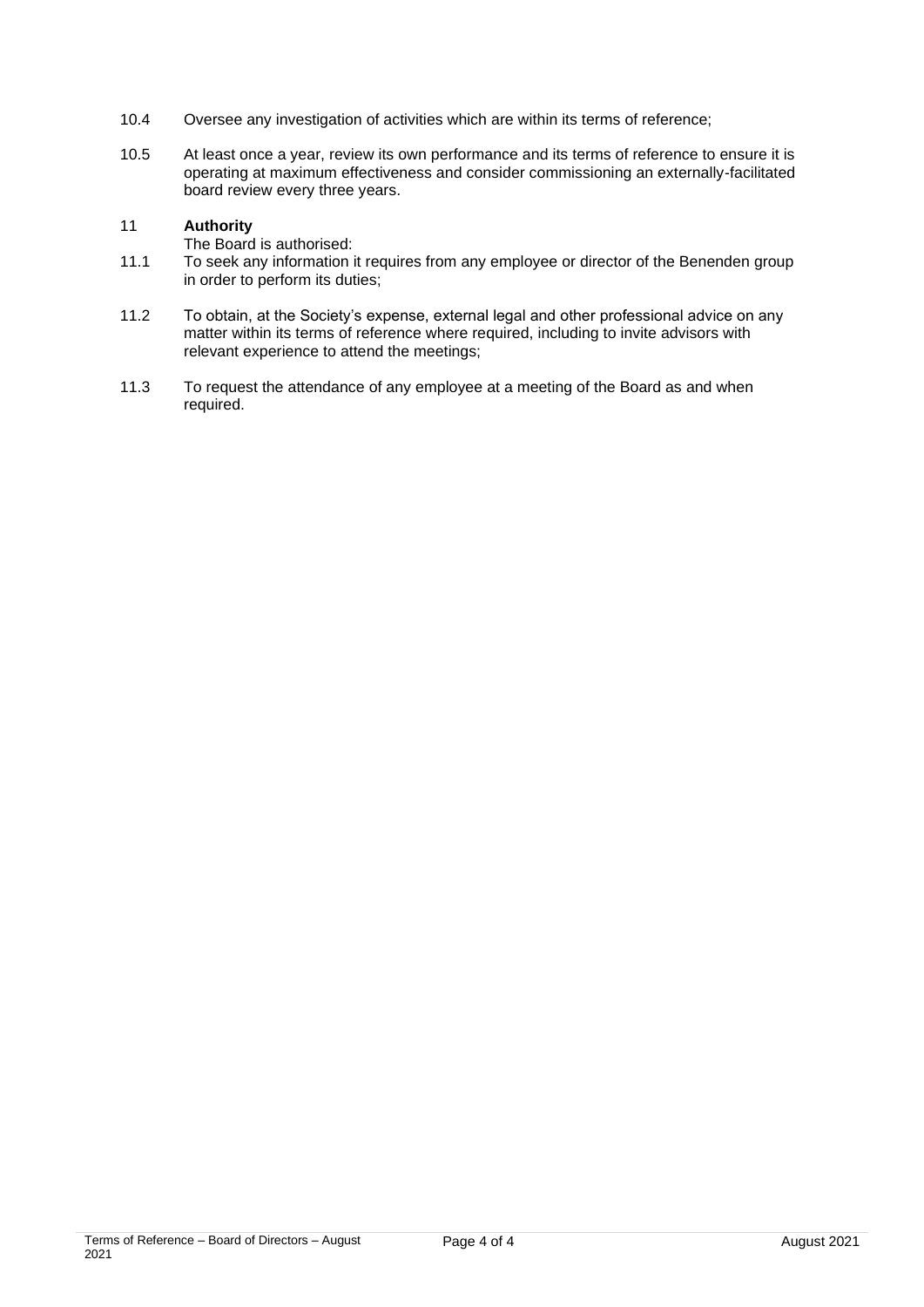10.4 Oversee any investigation of activities which are within its terms of reference;

10.5 At least once a year, review its own performance and its terms of reference to ensure it is operating at maximum effectiveness and consider commissioning an externally-facilitated board review every three years.

## 11 Authority

The Board is authorised:

11.1 To seek any information it requires from any employee or director of the Benenden group in order to perform its duties;

11.2 To obtain, at the Society's expense, external legal and other professional advice on any matter within its terms of reference where required, including to invite advisors with relevant experience to attend the meetings;

11.3 To request the attendance of any employee at a meeting of the Board as and when required.